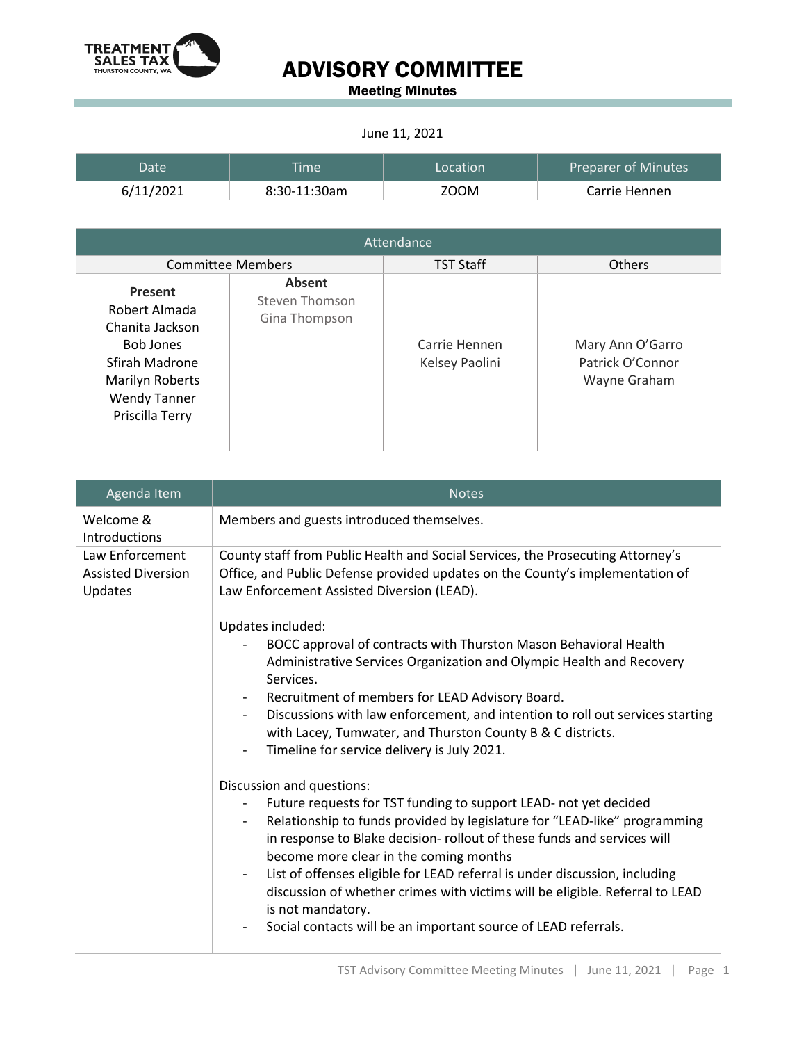TREATMENT SALES TAX
THURSTON COUNTY, WA

# ADVISORY COMMITTEE

**Meeting Minutes**

June 11, 2021

| Date | Time | Location | Preparer of Minutes |
|---|---|---|---|
| 6/11/2021 | 8:30-11:30am | ZOOM | Carrie Hennen |

| Attendance | | | |
|---|---|---|---|
| Committee Members | | TST Staff | Others |
| **Present**<br>Robert Almada<br>Chanita Jackson<br>Bob Jones<br>Sfirah Madrone<br>Marilyn Roberts<br>Wendy Tanner<br>Priscilla Terry | **Absent**<br>Steven Thomson<br>Gina Thompson | Carrie Hennen<br>Kelsey Paolini | Mary Ann O'Garro<br>Patrick O'Connor<br>Wayne Graham |

| Agenda Item | Notes |
|---|---|
| Welcome & Introductions | Members and guests introduced themselves. |
| Law Enforcement Assisted Diversion Updates | County staff from Public Health and Social Services, the Prosecuting Attorney's Office, and Public Defense provided updates on the County's implementation of Law Enforcement Assisted Diversion (LEAD).<br><br>Updates included:<br>- BOCC approval of contracts with Thurston Mason Behavioral Health Administrative Services Organization and Olympic Health and Recovery Services.<br>- Recruitment of members for LEAD Advisory Board.<br>- Discussions with law enforcement, and intention to roll out services starting with Lacey, Tumwater, and Thurston County B & C districts.<br>- Timeline for service delivery is July 2021.<br><br>Discussion and questions:<br>- Future requests for TST funding to support LEAD- not yet decided<br>- Relationship to funds provided by legislature for "LEAD-like" programming in response to Blake decision- rollout of these funds and services will become more clear in the coming months<br>- List of offenses eligible for LEAD referral is under discussion, including discussion of whether crimes with victims will be eligible. Referral to LEAD is not mandatory.<br>- Social contacts will be an important source of LEAD referrals. |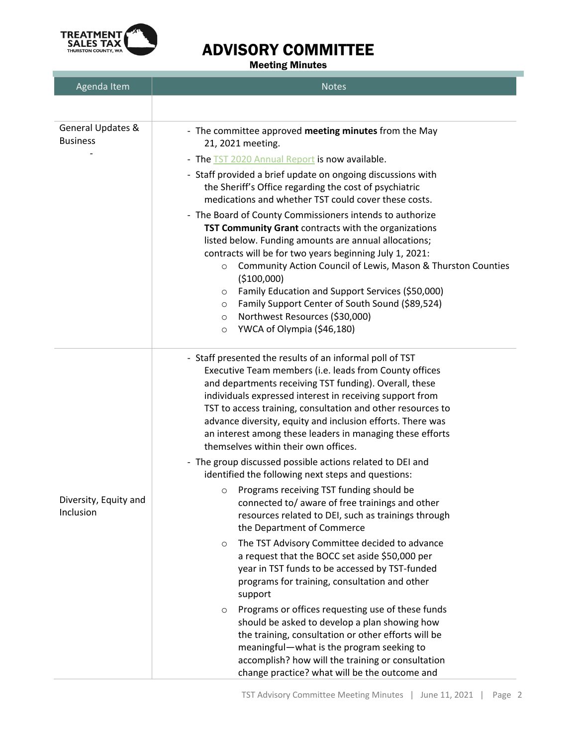# ADVISORY COMMITTEE

**Meeting Minutes**

| Agenda Item | Notes |
|---|---|
| | |
| General Updates & Business<br>- | - The committee approved **meeting minutes** from the May 21, 2021 meeting.<br>- The TST 2020 Annual Report is now available.<br>- Staff provided a brief update on ongoing discussions with the Sheriff's Office regarding the cost of psychiatric medications and whether TST could cover these costs.<br>- The Board of County Commissioners intends to authorize **TST Community Grant** contracts with the organizations listed below. Funding amounts are annual allocations; contracts will be for two years beginning July 1, 2021:<br>  ○ Community Action Council of Lewis, Mason & Thurston Counties ($100,000)<br>  ○ Family Education and Support Services ($50,000)<br>  ○ Family Support Center of South Sound ($89,524)<br>  ○ Northwest Resources ($30,000)<br>  ○ YWCA of Olympia ($46,180) |
| Diversity, Equity and Inclusion | - Staff presented the results of an informal poll of TST Executive Team members (i.e. leads from County offices and departments receiving TST funding). Overall, these individuals expressed interest in receiving support from TST to access training, consultation and other resources to advance diversity, equity and inclusion efforts. There was an interest among these leaders in managing these efforts themselves within their own offices.<br>- The group discussed possible actions related to DEI and identified the following next steps and questions:<br>  ○ Programs receiving TST funding should be connected to/ aware of free trainings and other resources related to DEI, such as trainings through the Department of Commerce<br>  ○ The TST Advisory Committee decided to advance a request that the BOCC set aside $50,000 per year in TST funds to be accessed by TST-funded programs for training, consultation and other support<br>  ○ Programs or offices requesting use of these funds should be asked to develop a plan showing how the training, consultation or other efforts will be meaningful—what is the program seeking to accomplish? how will the training or consultation change practice? what will be the outcome and |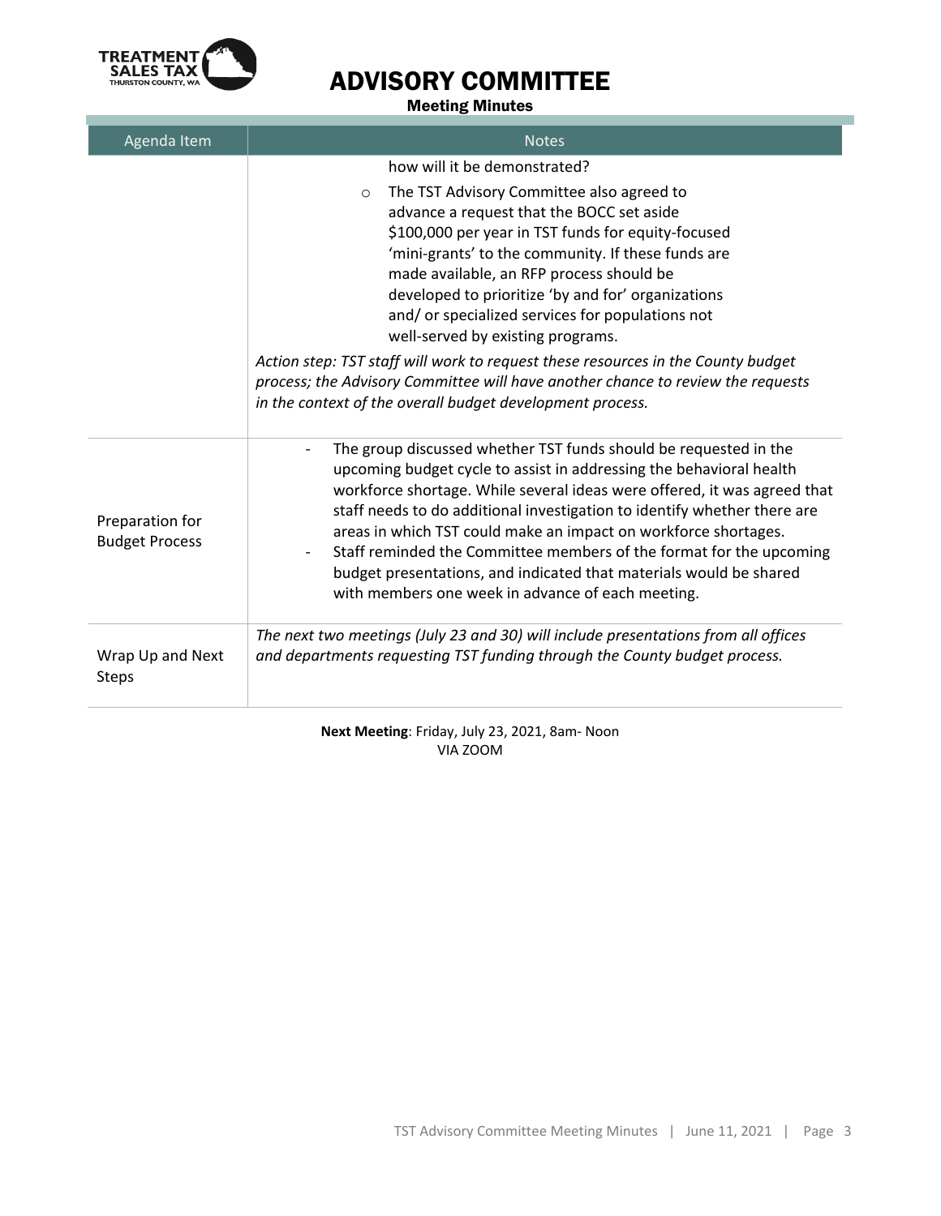# ADVISORY COMMITTEE

**Meeting Minutes**

| Agenda Item | Notes |
|---|---|
| | how will it be demonstrated?<br>- The TST Advisory Committee also agreed to advance a request that the BOCC set aside \$100,000 per year in TST funds for equity-focused 'mini-grants' to the community. If these funds are made available, an RFP process should be developed to prioritize 'by and for' organizations and/ or specialized services for populations not well-served by existing programs.<br><br>*Action step: TST staff will work to request these resources in the County budget process; the Advisory Committee will have another chance to review the requests in the context of the overall budget development process.* |
| Preparation for Budget Process | - The group discussed whether TST funds should be requested in the upcoming budget cycle to assist in addressing the behavioral health workforce shortage. While several ideas were offered, it was agreed that staff needs to do additional investigation to identify whether there are areas in which TST could make an impact on workforce shortages.<br>- Staff reminded the Committee members of the format for the upcoming budget presentations, and indicated that materials would be shared with members one week in advance of each meeting. |
| Wrap Up and Next Steps | *The next two meetings (July 23 and 30) will include presentations from all offices and departments requesting TST funding through the County budget process.* |

**Next Meeting**: Friday, July 23, 2021, 8am- Noon
VIA ZOOM